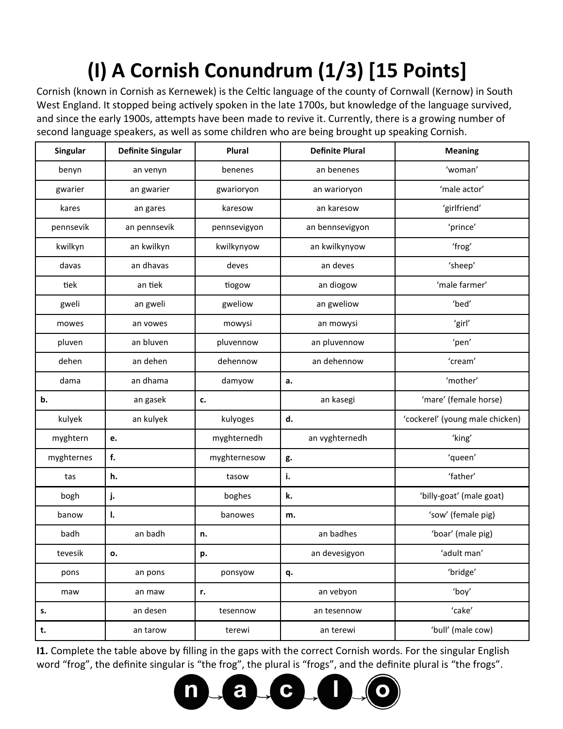# (I) A Cornish Conundrum (1/3) [15 Points]

Cornish (known in Cornish as Kernewek) is the Celtic language of the county of Cornwall (Kernow) in South West England. It stopped being actively spoken in the late 1700s, but knowledge of the language survived, and since the early 1900s, attempts have been made to revive it. Currently, there is a growing number of second language speakers, as well as some children who are being brought up speaking Cornish.

| Singular | Definite Singular | Plural | Definite Plural | Meaning |
|---|---|---|---|---|
| benyn | an venyn | benenes | an benenes | 'woman' |
| gwarier | an gwarier | gwarioryon | an warioryon | 'male actor' |
| kares | an gares | karesow | an karesow | 'girlfriend' |
| pennsevik | an pennsevik | pennsevigyon | an bennsevigyon | 'prince' |
| kwilkyn | an kwilkyn | kwilkynyow | an kwilkynyow | 'frog' |
| davas | an dhavas | deves | an deves | 'sheep' |
| tiek | an tiek | tiogow | an diogow | 'male farmer' |
| gweli | an gweli | gweliow | an gweliow | 'bed' |
| mowes | an vowes | mowysi | an mowysi | 'girl' |
| pluven | an bluven | pluvennow | an pluvennow | 'pen' |
| dehen | an dehen | dehennow | an dehennow | 'cream' |
| dama | an dhama | damyow | **a.** | 'mother' |
| **b.** | an gasek | **c.** | an kasegi | 'mare' (female horse) |
| kulyek | an kulyek | kulyoges | **d.** | 'cockerel' (young male chicken) |
| myghtern | **e.** | myghternedh | an vyghternedh | 'king' |
| myghternes | **f.** | myghternesow | **g.** | 'queen' |
| tas | **h.** | tasow | **i.** | 'father' |
| bogh | **j.** | boghes | **k.** | 'billy-goat' (male goat) |
| banow | **l.** | banowes | **m.** | 'sow' (female pig) |
| badh | an badh | **n.** | an badhes | 'boar' (male pig) |
| tevesik | **o.** | **p.** | an devesigyon | 'adult man' |
| pons | an pons | ponsyow | **q.** | 'bridge' |
| maw | an maw | **r.** | an vebyon | 'boy' |
| **s.** | an desen | tesennow | an tesennow | 'cake' |
| **t.** | an tarow | terewi | an terewi | 'bull' (male cow) |

**I1.** Complete the table above by filling in the gaps with the correct Cornish words. For the singular English word "frog", the definite singular is "the frog", the plural is "frogs", and the definite plural is "the frogs".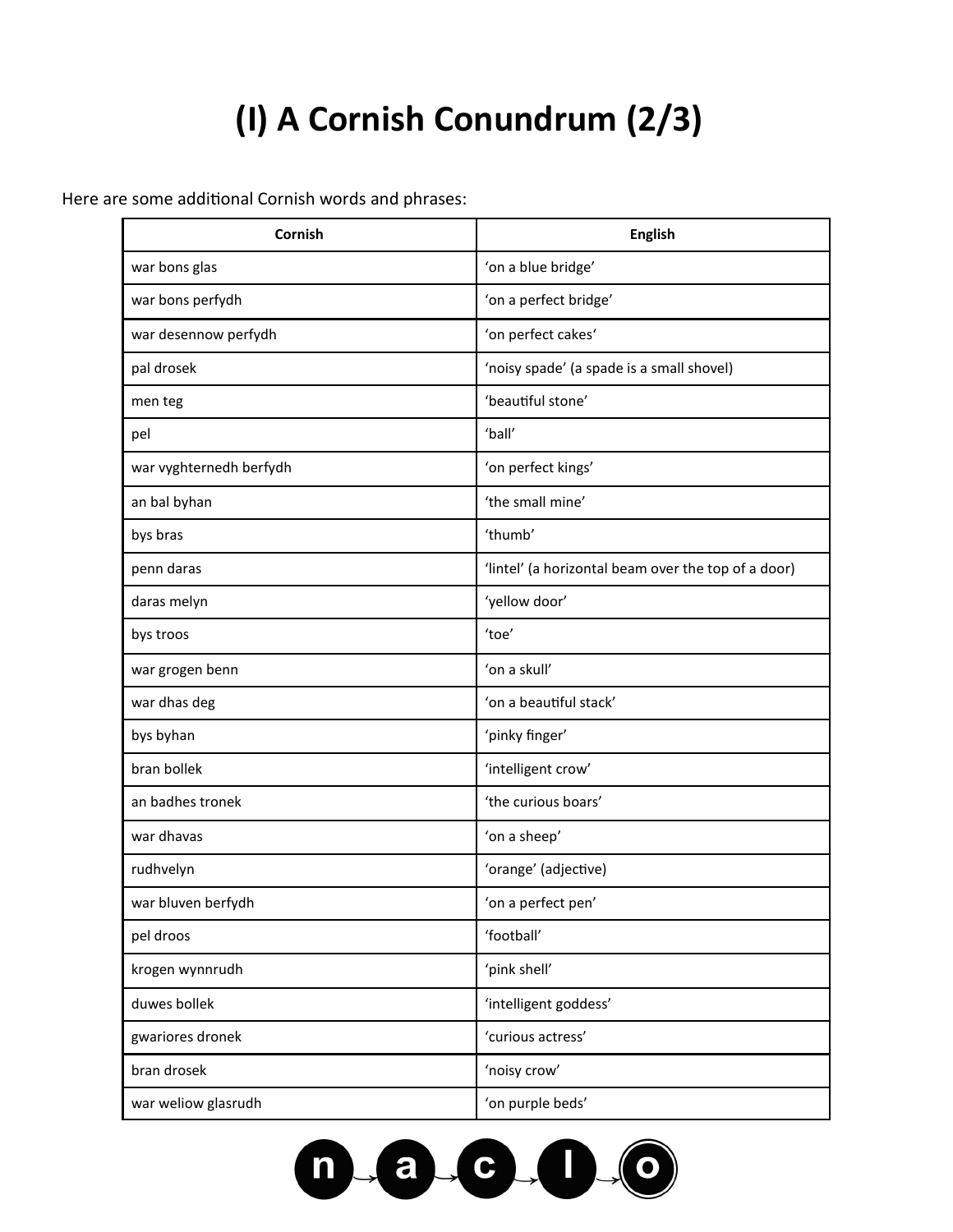# (I) A Cornish Conundrum (2/3)

Here are some additional Cornish words and phrases:

| Cornish | English |
|---|---|
| war bons glas | 'on a blue bridge' |
| war bons perfydh | 'on a perfect bridge' |
| war desennow perfydh | 'on perfect cakes' |
| pal drosek | 'noisy spade' (a spade is a small shovel) |
| men teg | 'beautiful stone' |
| pel | 'ball' |
| war vyghternedh berfydh | 'on perfect kings' |
| an bal byhan | 'the small mine' |
| bys bras | 'thumb' |
| penn daras | 'lintel' (a horizontal beam over the top of a door) |
| daras melyn | 'yellow door' |
| bys troos | 'toe' |
| war grogen benn | 'on a skull' |
| war dhas deg | 'on a beautiful stack' |
| bys byhan | 'pinky finger' |
| bran bollek | 'intelligent crow' |
| an badhes tronek | 'the curious boars' |
| war dhavas | 'on a sheep' |
| rudhvelyn | 'orange' (adjective) |
| war bluven berfydh | 'on a perfect pen' |
| pel droos | 'football' |
| krogen wynnrudh | 'pink shell' |
| duwes bollek | 'intelligent goddess' |
| gwariores dronek | 'curious actress' |
| bran drosek | 'noisy crow' |
| war weliow glasrudh | 'on purple beds' |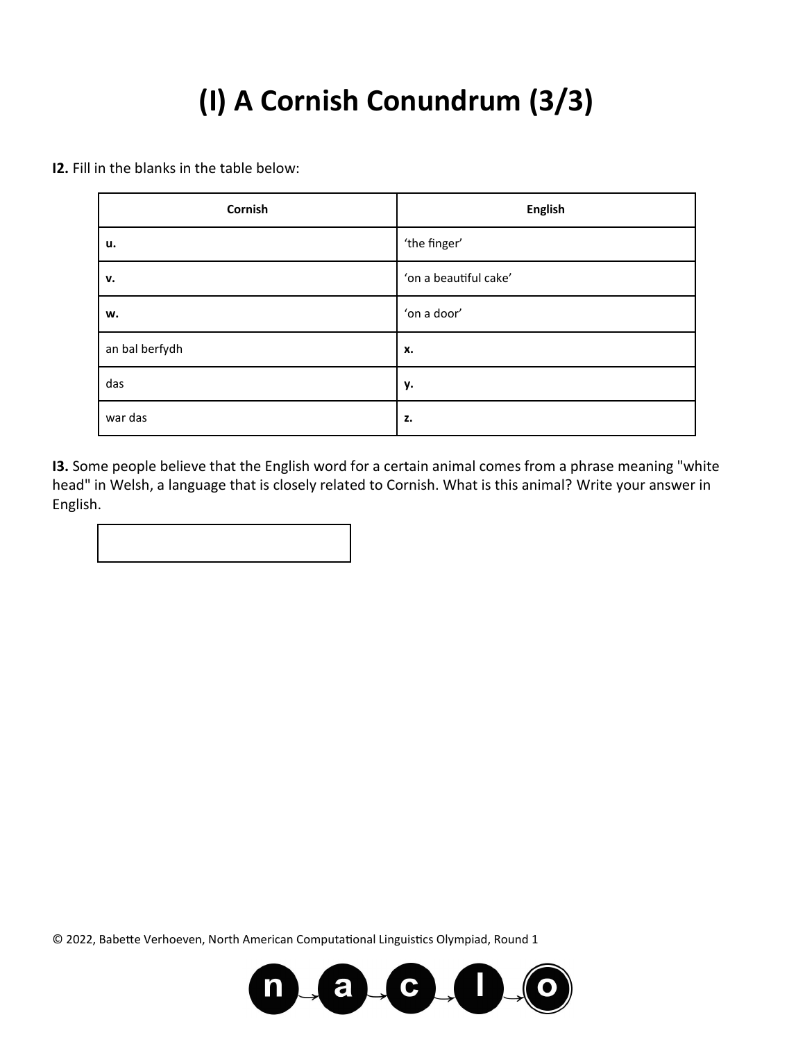# (I) A Cornish Conundrum (3/3)

**I2.** Fill in the blanks in the table below:

| Cornish | English |
|---|---|
| **u.** | 'the finger' |
| **v.** | 'on a beautiful cake' |
| **w.** | 'on a door' |
| an bal berfydh | **x.** |
| das | **y.** |
| war das | **z.** |

**I3.** Some people believe that the English word for a certain animal comes from a phrase meaning "white head" in Welsh, a language that is closely related to Cornish. What is this animal? Write your answer in English.

| |
|---|
| |

© 2022, Babette Verhoeven, North American Computational Linguistics Olympiad, Round 1